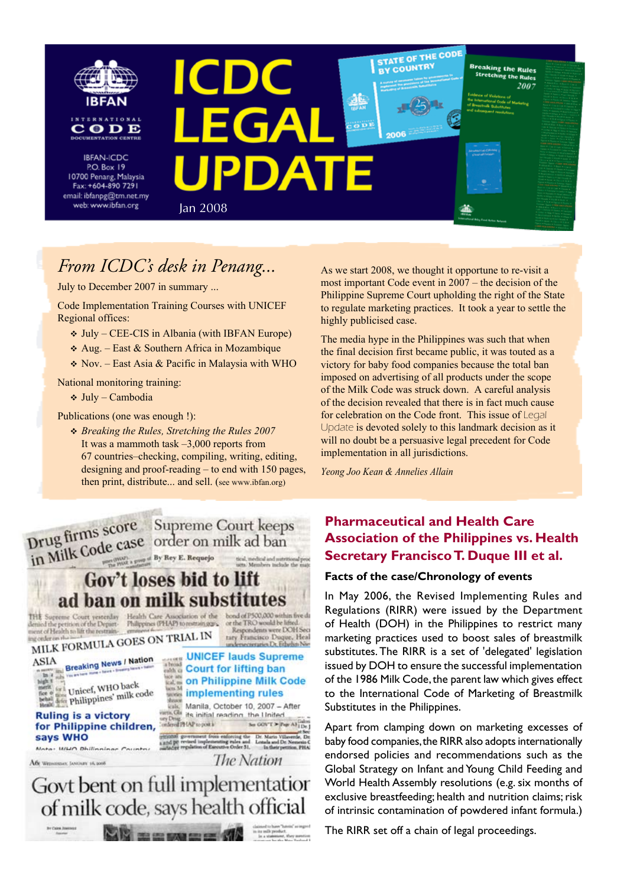IBFAN

INTERNATIONAL CODE DOCUMENTATION CENTRE

IBFAN-ICDC
P.O. Box 19
10700 Penang, Malaysia
Fax: +604-890 7291
email: ibfanpg@tm.net.my
web: www.ibfan.org

# ICDC LEGAL UPDATE

Jan 2008

## *From ICDC's desk in Penang...*

July to December 2007 in summary ...

Code Implementation Training Courses with UNICEF Regional offices:

- July – CEE-CIS in Albania (with IBFAN Europe)
- Aug. – East & Southern Africa in Mozambique
- Nov. – East Asia & Pacific in Malaysia with WHO

National monitoring training:

- July – Cambodia

Publications (one was enough !):

- *Breaking the Rules, Stretching the Rules 2007*
  It was a mammoth task –3,000 reports from 67 countries–checking, compiling, writing, editing, designing and proof-reading – to end with 150 pages, then print, distribute... and sell. (see www.ibfan.org)

As we start 2008, we thought it opportune to re-visit a most important Code event in 2007 – the decision of the Philippine Supreme Court upholding the right of the State to regulate marketing practices. It took a year to settle the highly publicised case.

The media hype in the Philippines was such that when the final decision first became public, it was touted as a victory for baby food companies because the total ban imposed on advertising of all products under the scope of the Milk Code was struck down. A careful analysis of the decision revealed that there is in fact much cause for celebration on the Code front. This issue of Legal Update is devoted solely to this landmark decision as it will no doubt be a persuasive legal precedent for Code implementation in all jurisdictions.

*Yeong Joo Kean & Annelies Allain*

## Pharmaceutical and Health Care Association of the Philippines vs. Health Secretary Francisco T. Duque III et al.

### Facts of the case/Chronology of events

In May 2006, the Revised Implementing Rules and Regulations (RIRR) were issued by the Department of Health (DOH) in the Philippines to restrict many marketing practices used to boost sales of breastmilk substitutes. The RIRR is a set of 'delegated' legislation issued by DOH to ensure the successful implementation of the 1986 Milk Code, the parent law which gives effect to the International Code of Marketing of Breastmilk Substitutes in the Philippines.

Apart from clamping down on marketing excesses of baby food companies, the RIRR also adopts internationally endorsed policies and recommendations such as the Global Strategy on Infant and Young Child Feeding and World Health Assembly resolutions (e.g. six months of exclusive breastfeeding; health and nutrition claims; risk of intrinsic contamination of powdered infant formula.)

The RIRR set off a chain of legal proceedings.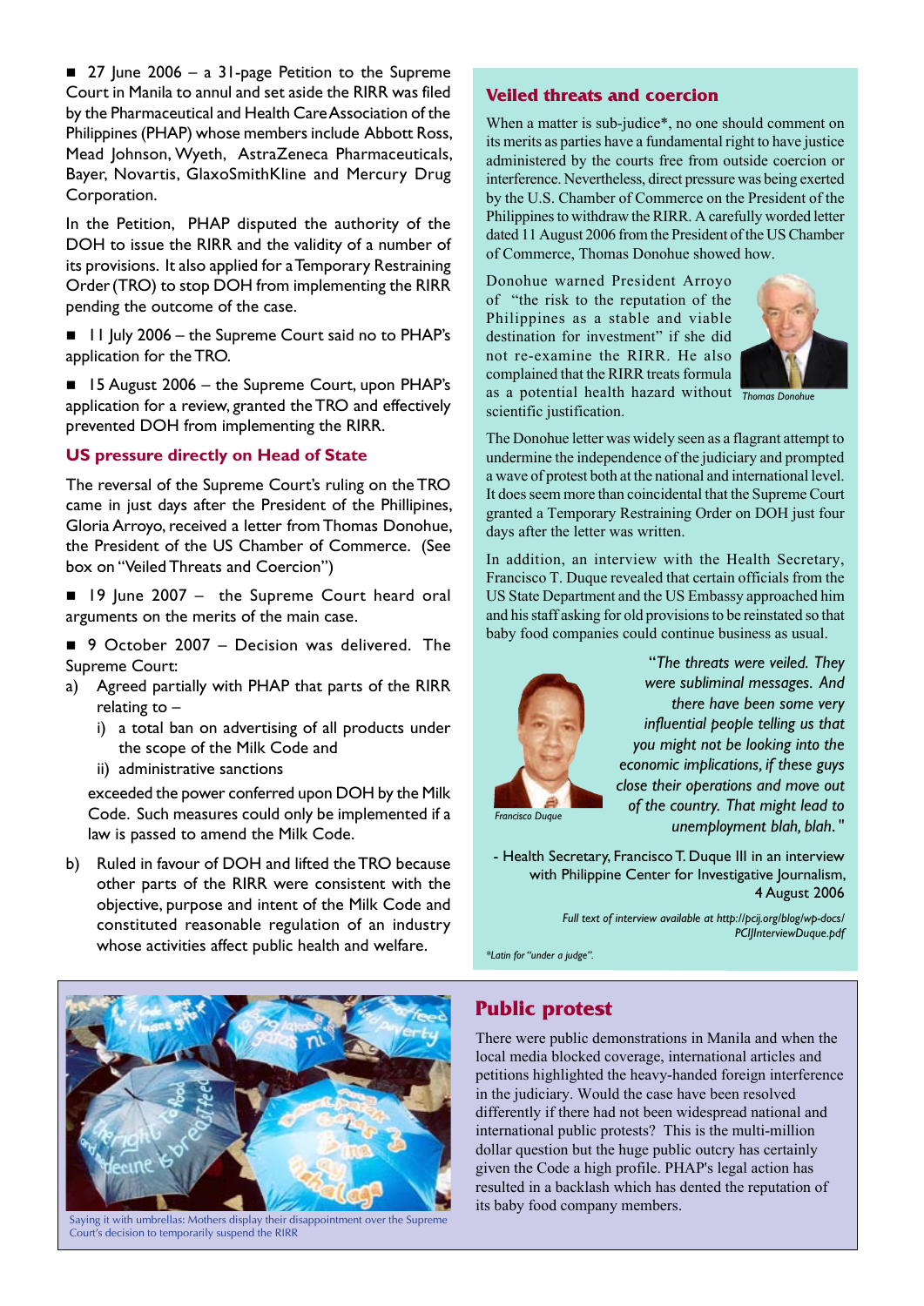- 27 June 2006 – a 31-page Petition to the Supreme Court in Manila to annul and set aside the RIRR was filed by the Pharmaceutical and Health Care Association of the Philippines (PHAP) whose members include Abbott Ross, Mead Johnson, Wyeth, AstraZeneca Pharmaceuticals, Bayer, Novartis, GlaxoSmithKline and Mercury Drug Corporation.

In the Petition, PHAP disputed the authority of the DOH to issue the RIRR and the validity of a number of its provisions. It also applied for a Temporary Restraining Order (TRO) to stop DOH from implementing the RIRR pending the outcome of the case.

- 11 July 2006 – the Supreme Court said no to PHAP's application for the TRO.

- 15 August 2006 – the Supreme Court, upon PHAP's application for a review, granted the TRO and effectively prevented DOH from implementing the RIRR.

## US pressure directly on Head of State

The reversal of the Supreme Court's ruling on the TRO came in just days after the President of the Phillipines, Gloria Arroyo, received a letter from Thomas Donohue, the President of the US Chamber of Commerce. (See box on "Veiled Threats and Coercion")

- 19 June 2007 – the Supreme Court heard oral arguments on the merits of the main case.

- 9 October 2007 – Decision was delivered. The Supreme Court:

a) Agreed partially with PHAP that parts of the RIRR relating to –
   i) a total ban on advertising of all products under the scope of the Milk Code and
   ii) administrative sanctions

   exceeded the power conferred upon DOH by the Milk Code. Such measures could only be implemented if a law is passed to amend the Milk Code.

b) Ruled in favour of DOH and lifted the TRO because other parts of the RIRR were consistent with the objective, purpose and intent of the Milk Code and constituted reasonable regulation of an industry whose activities affect public health and welfare.

## Veiled threats and coercion

When a matter is sub-judice*, no one should comment on its merits as parties have a fundamental right to have justice administered by the courts free from outside coercion or interference. Nevertheless, direct pressure was being exerted by the U.S. Chamber of Commerce on the President of the Philippines to withdraw the RIRR. A carefully worded letter dated 11 August 2006 from the President of the US Chamber of Commerce, Thomas Donohue showed how.

Donohue warned President Arroyo of "the risk to the reputation of the Philippines as a stable and viable destination for investment" if she did not re-examine the RIRR. He also complained that the RIRR treats formula as a potential health hazard without scientific justification.

*Thomas Donohue*

The Donohue letter was widely seen as a flagrant attempt to undermine the independence of the judiciary and prompted a wave of protest both at the national and international level. It does seem more than coincidental that the Supreme Court granted a Temporary Restraining Order on DOH just four days after the letter was written.

In addition, an interview with the Health Secretary, Francisco T. Duque revealed that certain officials from the US State Department and the US Embassy approached him and his staff asking for old provisions to be reinstated so that baby food companies could continue business as usual.

*Francisco Duque*

*"The threats were veiled. They were subliminal messages. And there have been some very influential people telling us that you might not be looking into the economic implications, if these guys close their operations and move out of the country. That might lead to unemployment blah, blah."*

- Health Secretary, Francisco T. Duque III in an interview with Philippine Center for Investigative Journalism, 4 August 2006

*Full text of interview available at http://pcij.org/blog/wp-docs/PCIJInterviewDuque.pdf*

*\*Latin for "under a judge".*

Saying it with umbrellas: Mothers display their disappointment over the Supreme Court's decision to temporarily suspend the RIRR

## Public protest

There were public demonstrations in Manila and when the local media blocked coverage, international articles and petitions highlighted the heavy-handed foreign interference in the judiciary. Would the case have been resolved differently if there had not been widespread national and international public protests? This is the multi-million dollar question but the huge public outcry has certainly given the Code a high profile. PHAP's legal action has resulted in a backlash which has dented the reputation of its baby food company members.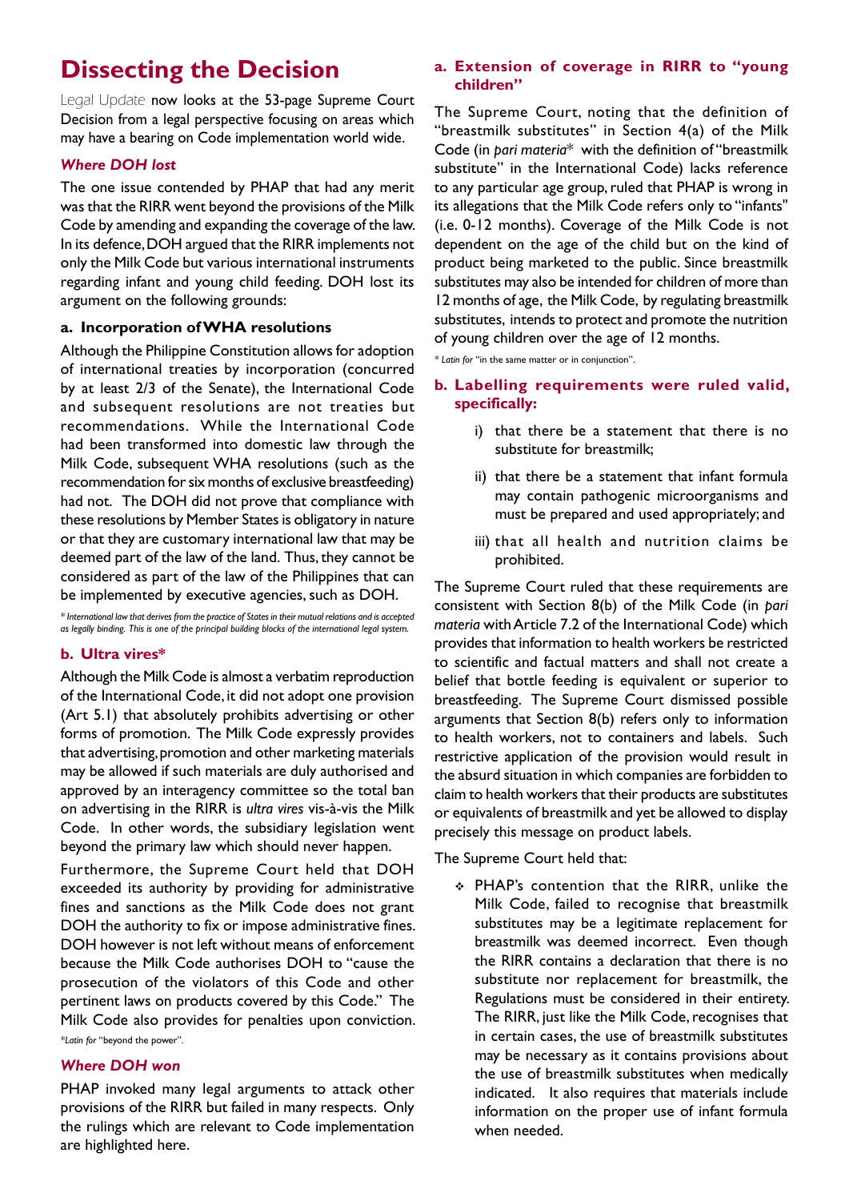# Dissecting the Decision

Legal Update now looks at the 53-page Supreme Court Decision from a legal perspective focusing on areas which may have a bearing on Code implementation world wide.

### *Where DOH lost*

The one issue contended by PHAP that had any merit was that the RIRR went beyond the provisions of the Milk Code by amending and expanding the coverage of the law. In its defence, DOH argued that the RIRR implements not only the Milk Code but various international instruments regarding infant and young child feeding. DOH lost its argument on the following grounds:

#### a. Incorporation of WHA resolutions

Although the Philippine Constitution allows for adoption of international treaties by incorporation (concurred by at least 2/3 of the Senate), the International Code and subsequent resolutions are not treaties but recommendations. While the International Code had been transformed into domestic law through the Milk Code, subsequent WHA resolutions (such as the recommendation for six months of exclusive breastfeeding) had not. The DOH did not prove that compliance with these resolutions by Member States is obligatory in nature or that they are customary international law that may be deemed part of the law of the land. Thus, they cannot be considered as part of the law of the Philippines that can be implemented by executive agencies, such as DOH.

*\* International law that derives from the practice of States in their mutual relations and is accepted as legally binding. This is one of the principal building blocks of the international legal system.*

#### b. Ultra vires*

Although the Milk Code is almost a verbatim reproduction of the International Code, it did not adopt one provision (Art 5.1) that absolutely prohibits advertising or other forms of promotion. The Milk Code expressly provides that advertising, promotion and other marketing materials may be allowed if such materials are duly authorised and approved by an interagency committee so the total ban on advertising in the RIRR is *ultra vires* vis-à-vis the Milk Code. In other words, the subsidiary legislation went beyond the primary law which should never happen.

Furthermore, the Supreme Court held that DOH exceeded its authority by providing for administrative fines and sanctions as the Milk Code does not grant DOH the authority to fix or impose administrative fines. DOH however is not left without means of enforcement because the Milk Code authorises DOH to "cause the prosecution of the violators of this Code and other pertinent laws on products covered by this Code." The Milk Code also provides for penalties upon conviction.

*\*Latin for "beyond the power".*

### *Where DOH won*

PHAP invoked many legal arguments to attack other provisions of the RIRR but failed in many respects. Only the rulings which are relevant to Code implementation are highlighted here.

#### a. Extension of coverage in RIRR to "young children"

The Supreme Court, noting that the definition of "breastmilk substitutes" in Section 4(a) of the Milk Code (in *pari materia*\* with the definition of "breastmilk substitute" in the International Code) lacks reference to any particular age group, ruled that PHAP is wrong in its allegations that the Milk Code refers only to "infants" (i.e. 0-12 months). Coverage of the Milk Code is not dependent on the age of the child but on the kind of product being marketed to the public. Since breastmilk substitutes may also be intended for children of more than 12 months of age, the Milk Code, by regulating breastmilk substitutes, intends to protect and promote the nutrition of young children over the age of 12 months.

*\* Latin for "in the same matter or in conjunction".*

#### b. Labelling requirements were ruled valid, specifically:

i) that there be a statement that there is no substitute for breastmilk;

ii) that there be a statement that infant formula may contain pathogenic microorganisms and must be prepared and used appropriately; and

iii) that all health and nutrition claims be prohibited.

The Supreme Court ruled that these requirements are consistent with Section 8(b) of the Milk Code (in *pari materia* with Article 7.2 of the International Code) which provides that information to health workers be restricted to scientific and factual matters and shall not create a belief that bottle feeding is equivalent or superior to breastfeeding. The Supreme Court dismissed possible arguments that Section 8(b) refers only to information to health workers, not to containers and labels. Such restrictive application of the provision would result in the absurd situation in which companies are forbidden to claim to health workers that their products are substitutes or equivalents of breastmilk and yet be allowed to display precisely this message on product labels.

The Supreme Court held that:

- PHAP's contention that the RIRR, unlike the Milk Code, failed to recognise that breastmilk substitutes may be a legitimate replacement for breastmilk was deemed incorrect. Even though the RIRR contains a declaration that there is no substitute nor replacement for breastmilk, the Regulations must be considered in their entirety. The RIRR, just like the Milk Code, recognises that in certain cases, the use of breastmilk substitutes may be necessary as it contains provisions about the use of breastmilk substitutes when medically indicated. It also requires that materials include information on the proper use of infant formula when needed.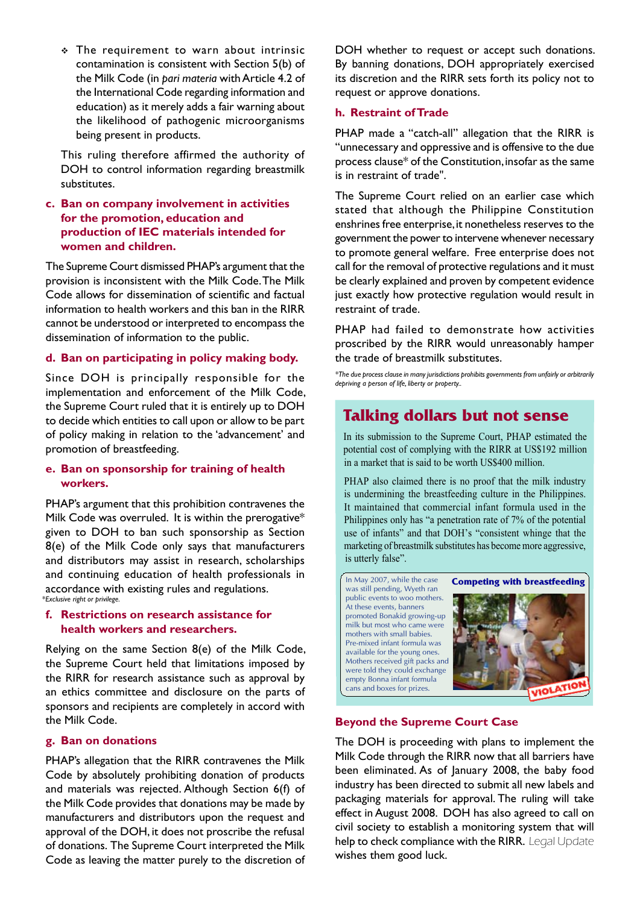- The requirement to warn about intrinsic contamination is consistent with Section 5(b) of the Milk Code (in *pari materia* with Article 4.2 of the International Code regarding information and education) as it merely adds a fair warning about the likelihood of pathogenic microorganisms being present in products.

This ruling therefore affirmed the authority of DOH to control information regarding breastmilk substitutes.

### c. Ban on company involvement in activities for the promotion, education and production of IEC materials intended for women and children.

The Supreme Court dismissed PHAP's argument that the provision is inconsistent with the Milk Code. The Milk Code allows for dissemination of scientific and factual information to health workers and this ban in the RIRR cannot be understood or interpreted to encompass the dissemination of information to the public.

### d. Ban on participating in policy making body.

Since DOH is principally responsible for the implementation and enforcement of the Milk Code, the Supreme Court ruled that it is entirely up to DOH to decide which entities to call upon or allow to be part of policy making in relation to the 'advancement' and promotion of breastfeeding.

### e. Ban on sponsorship for training of health workers.

PHAP's argument that this prohibition contravenes the Milk Code was overruled. It is within the prerogative* given to DOH to ban such sponsorship as Section 8(e) of the Milk Code only says that manufacturers and distributors may assist in research, scholarships and continuing education of health professionals in accordance with existing rules and regulations.

*Exclusive right or privilege.

### f. Restrictions on research assistance for health workers and researchers.

Relying on the same Section 8(e) of the Milk Code, the Supreme Court held that limitations imposed by the RIRR for research assistance such as approval by an ethics committee and disclosure on the parts of sponsors and recipients are completely in accord with the Milk Code.

### g. Ban on donations

PHAP's allegation that the RIRR contravenes the Milk Code by absolutely prohibiting donation of products and materials was rejected. Although Section 6(f) of the Milk Code provides that donations may be made by manufacturers and distributors upon the request and approval of the DOH, it does not proscribe the refusal of donations. The Supreme Court interpreted the Milk Code as leaving the matter purely to the discretion of DOH whether to request or accept such donations. By banning donations, DOH appropriately exercised its discretion and the RIRR sets forth its policy not to request or approve donations.

### h. Restraint of Trade

PHAP made a "catch-all" allegation that the RIRR is "unnecessary and oppressive and is offensive to the due process clause* of the Constitution, insofar as the same is in restraint of trade".

The Supreme Court relied on an earlier case which stated that although the Philippine Constitution enshrines free enterprise, it nonetheless reserves to the government the power to intervene whenever necessary to promote general welfare. Free enterprise does not call for the removal of protective regulations and it must be clearly explained and proven by competent evidence just exactly how protective regulation would result in restraint of trade.

PHAP had failed to demonstrate how activities proscribed by the RIRR would unreasonably hamper the trade of breastmilk substitutes.

*The due process clause in many jurisdictions prohibits governments from unfairly or arbitrarily depriving a person of life, liberty or property..

## Talking dollars but not sense

In its submission to the Supreme Court, PHAP estimated the potential cost of complying with the RIRR at US$192 million in a market that is said to be worth US$400 million.

PHAP also claimed there is no proof that the milk industry is undermining the breastfeeding culture in the Philippines. It maintained that commercial infant formula used in the Philippines only has "a penetration rate of 7% of the potential use of infants" and that DOH's "consistent whinge that the marketing of breastmilk substitutes has become more aggressive, is utterly false".

**Competing with breastfeeding**

In May 2007, while the case was still pending, Wyeth ran public events to woo mothers. At these events, banners promoted Bonakid growing-up milk but most who came were mothers with small babies. Pre-mixed infant formula was available for the young ones. Mothers received gift packs and were told they could exchange empty Bonna infant formula cans and boxes for prizes.

VIOLATION

### Beyond the Supreme Court Case

The DOH is proceeding with plans to implement the Milk Code through the RIRR now that all barriers have been eliminated. As of January 2008, the baby food industry has been directed to submit all new labels and packaging materials for approval. The ruling will take effect in August 2008. DOH has also agreed to call on civil society to establish a monitoring system that will help to check compliance with the RIRR. Legal Update wishes them good luck.